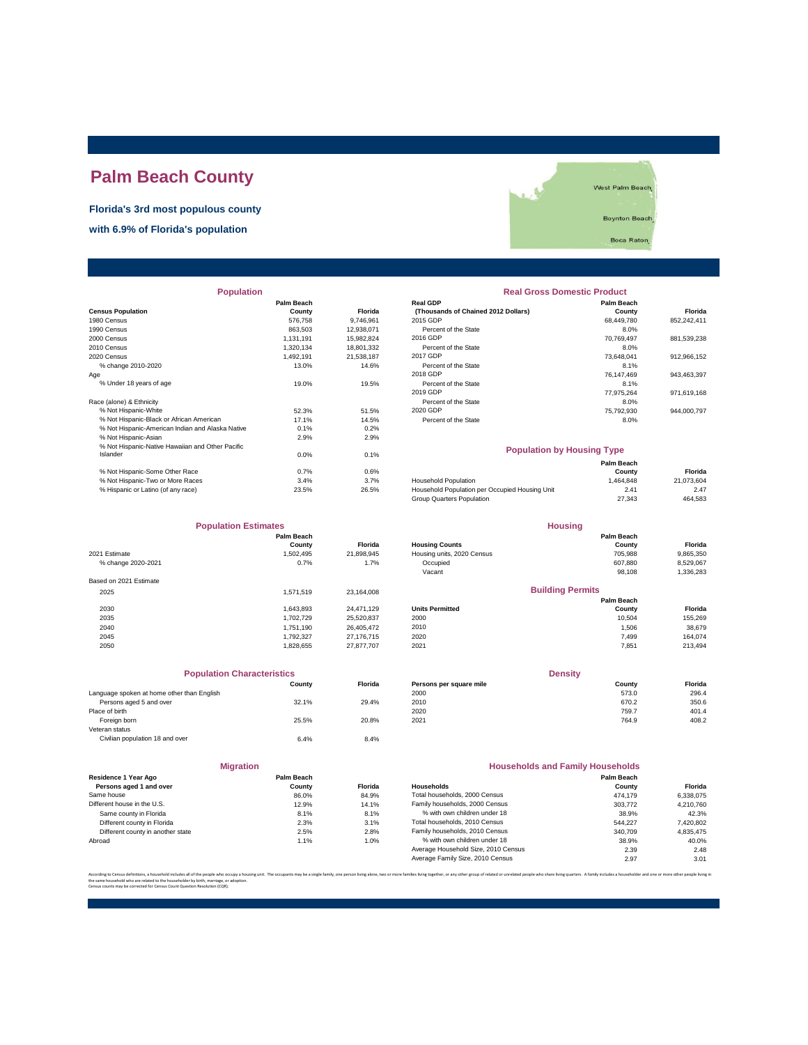# Palm Beach County

**Florida's 3rd most populous county**

**with 6.9% of Florida's population**

## Population

| Census Population | Palm Beach County | Florida |
|---|---|---|
| 1980 Census | 576,758 | 9,746,961 |
| 1990 Census | 863,503 | 12,938,071 |
| 2000 Census | 1,131,191 | 15,982,824 |
| 2010 Census | 1,320,134 | 18,801,332 |
| 2020 Census | 1,492,191 | 21,538,187 |
| % change 2010-2020 | 13.0% | 14.6% |
| Age | | |
| % Under 18 years of age | 19.0% | 19.5% |
| Race (alone) & Ethnicity | | |
| % Not Hispanic-White | 52.3% | 51.5% |
| % Not Hispanic-Black or African American | 17.1% | 14.5% |
| % Not Hispanic-American Indian and Alaska Native | 0.1% | 0.2% |
| % Not Hispanic-Asian | 2.9% | 2.9% |
| % Not Hispanic-Native Hawaiian and Other Pacific Islander | 0.0% | 0.1% |
| % Not Hispanic-Some Other Race | 0.7% | 0.6% |
| % Not Hispanic-Two or More Races | 3.4% | 3.7% |
| % Hispanic or Latino (of any race) | 23.5% | 26.5% |

## Real Gross Domestic Product

| Real GDP (Thousands of Chained 2012 Dollars) | Palm Beach County | Florida |
|---|---|---|
| 2015 GDP | 68,449,780 | 852,242,411 |
| Percent of the State | 8.0% | |
| 2016 GDP | 70,769,497 | 881,539,238 |
| Percent of the State | 8.0% | |
| 2017 GDP | 73,648,041 | 912,966,152 |
| Percent of the State | 8.1% | |
| 2018 GDP | 76,147,469 | 943,463,397 |
| Percent of the State | 8.1% | |
| 2019 GDP | 77,975,264 | 971,619,168 |
| Percent of the State | 8.0% | |
| 2020 GDP | 75,792,930 | 944,000,797 |
| Percent of the State | 8.0% | |

## Population by Housing Type

| | Palm Beach County | Florida |
|---|---|---|
| Household Population | 1,464,848 | 21,073,604 |
| Household Population per Occupied Housing Unit | 2.41 | 2.47 |
| Group Quarters Population | 27,343 | 464,583 |

## Population Estimates

| | Palm Beach County | Florida |
|---|---|---|
| 2021 Estimate | 1,502,495 | 21,898,945 |
| % change 2020-2021 | 0.7% | 1.7% |
| Based on 2021 Estimate | | |
| 2025 | 1,571,519 | 23,164,008 |
| 2030 | 1,643,893 | 24,471,129 |
| 2035 | 1,702,729 | 25,520,837 |
| 2040 | 1,751,190 | 26,405,472 |
| 2045 | 1,792,327 | 27,176,715 |
| 2050 | 1,828,655 | 27,877,707 |

## Housing

| Housing Counts | Palm Beach County | Florida |
|---|---|---|
| Housing units, 2020 Census | 705,988 | 9,865,350 |
| Occupied | 607,880 | 8,529,067 |
| Vacant | 98,108 | 1,336,283 |

## Building Permits

| Units Permitted | Palm Beach County | Florida |
|---|---|---|
| 2000 | 10,504 | 155,269 |
| 2010 | 1,506 | 38,679 |
| 2020 | 7,499 | 164,074 |
| 2021 | 7,851 | 213,494 |

## Population Characteristics

| | County | Florida |
|---|---|---|
| Language spoken at home other than English | | |
| Persons aged 5 and over | 32.1% | 29.4% |
| Place of birth | | |
| Foreign born | 25.5% | 20.8% |
| Veteran status | | |
| Civilian population 18 and over | 6.4% | 8.4% |

## Density

| Persons per square mile | County | Florida |
|---|---|---|
| 2000 | 573.0 | 296.4 |
| 2010 | 670.2 | 350.6 |
| 2020 | 759.7 | 401.4 |
| 2021 | 764.9 | 408.2 |

## Migration

| Residence 1 Year Ago Persons aged 1 and over | Palm Beach County | Florida |
|---|---|---|
| Same house | 86.0% | 84.9% |
| Different house in the U.S. | 12.9% | 14.1% |
| Same county in Florida | 8.1% | 8.1% |
| Different county in Florida | 2.3% | 3.1% |
| Different county in another state | 2.5% | 2.8% |
| Abroad | 1.1% | 1.0% |

## Households and Family Households

| Households | Palm Beach County | Florida |
|---|---|---|
| Total households, 2000 Census | 474,179 | 6,338,075 |
| Family households, 2000 Census | 303,772 | 4,210,760 |
| % with own children under 18 | 38.9% | 42.3% |
| Total households, 2010 Census | 544,227 | 7,420,802 |
| Family households, 2010 Census | 340,709 | 4,835,475 |
| % with own children under 18 | 38.9% | 40.0% |
| Average Household Size, 2010 Census | 2.39 | 2.48 |
| Average Family Size, 2010 Census | 2.97 | 3.01 |

According to Census definitions, a household includes all of the people who occupy a housing unit. The occupants may be a single family, one person living alone, two or more families living together, or any other group of related or unrelated people who share living quarters. A family includes a householder and one or more other people living in the same household who are related to the householder by birth, marriage, or adoption.
Census counts may be corrected for Census Count Question Resolution (CQR).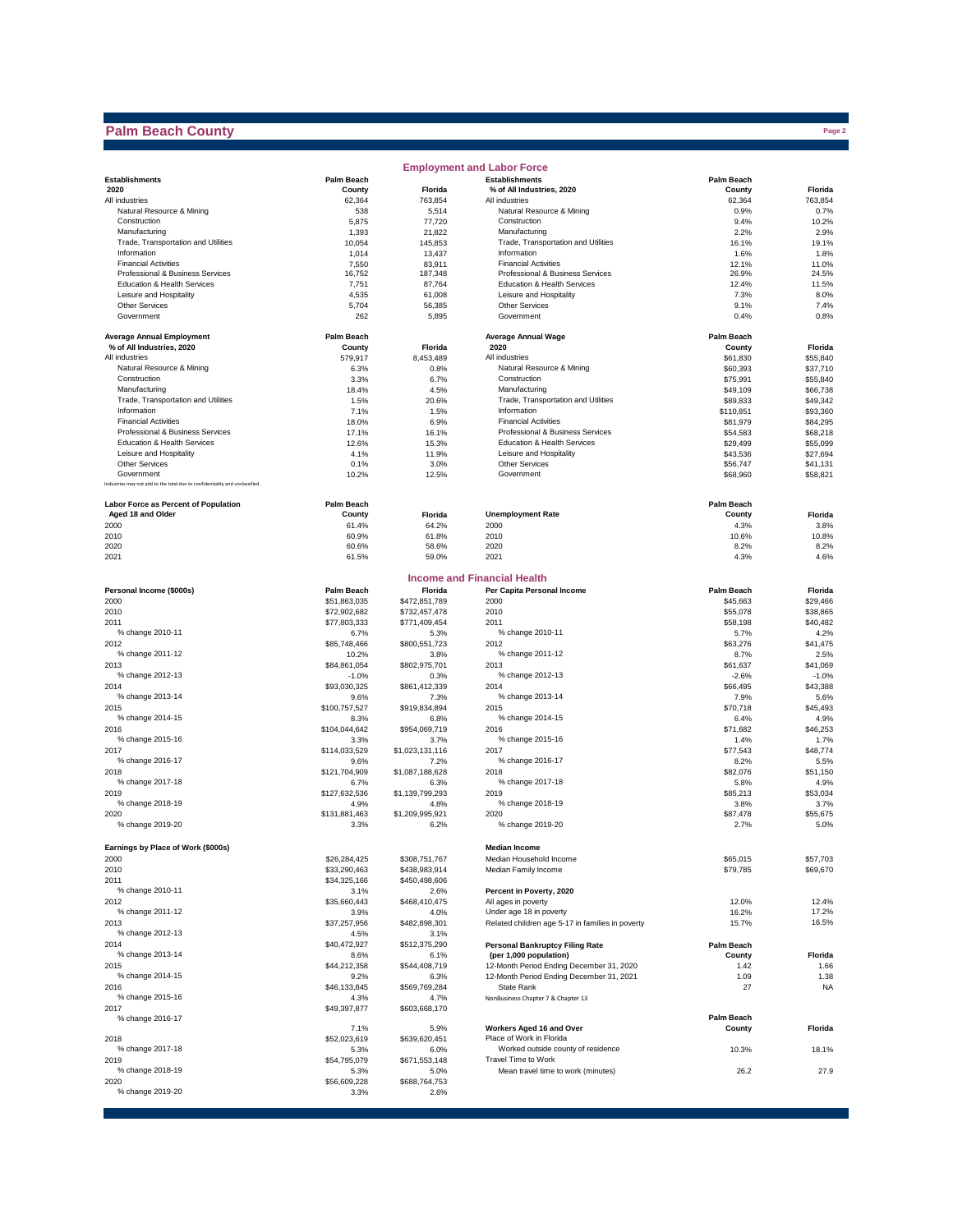# Palm Beach County

## Employment and Labor Force

| Establishments 2020 | Palm Beach County | Florida |
|---|---|---|
| All industries | 62,364 | 763,854 |
| Natural Resource & Mining | 538 | 5,514 |
| Construction | 5,875 | 77,720 |
| Manufacturing | 1,393 | 21,822 |
| Trade, Transportation and Utilities | 10,054 | 145,853 |
| Information | 1,014 | 13,437 |
| Financial Activities | 7,550 | 83,911 |
| Professional & Business Services | 16,752 | 187,348 |
| Education & Health Services | 7,751 | 87,764 |
| Leisure and Hospitality | 4,535 | 61,008 |
| Other Services | 5,704 | 56,385 |
| Government | 262 | 5,895 |

| Establishments % of All Industries, 2020 | Palm Beach County | Florida |
|---|---|---|
| All industries | 62,364 | 763,854 |
| Natural Resource & Mining | 0.9% | 0.7% |
| Construction | 9.4% | 10.2% |
| Manufacturing | 2.2% | 2.9% |
| Trade, Transportation and Utilities | 16.1% | 19.1% |
| Information | 1.6% | 1.8% |
| Financial Activities | 12.1% | 11.0% |
| Professional & Business Services | 26.9% | 24.5% |
| Education & Health Services | 12.4% | 11.5% |
| Leisure and Hospitality | 7.3% | 8.0% |
| Other Services | 9.1% | 7.4% |
| Government | 0.4% | 0.8% |

| Average Annual Employment % of All Industries, 2020 | Palm Beach County | Florida |
|---|---|---|
| All industries | 579,917 | 8,453,489 |
| Natural Resource & Mining | 6.3% | 0.8% |
| Construction | 3.3% | 6.7% |
| Manufacturing | 18.4% | 4.5% |
| Trade, Transportation and Utilities | 1.5% | 20.6% |
| Information | 7.1% | 1.5% |
| Financial Activities | 18.0% | 6.9% |
| Professional & Business Services | 17.1% | 16.1% |
| Education & Health Services | 12.6% | 15.3% |
| Leisure and Hospitality | 4.1% | 11.9% |
| Other Services | 0.1% | 3.0% |
| Government | 10.2% | 12.5% |

Industries may not add to the total due to confidentiality and unclassified.

| Average Annual Wage 2020 | Palm Beach County | Florida |
|---|---|---|
| All industries | $61,830 | $55,840 |
| Natural Resource & Mining | $60,393 | $37,710 |
| Construction | $75,991 | $55,840 |
| Manufacturing | $49,109 | $66,738 |
| Trade, Transportation and Utilities | $89,833 | $49,342 |
| Information | $110,851 | $93,360 |
| Financial Activities | $81,979 | $84,295 |
| Professional & Business Services | $54,583 | $68,218 |
| Education & Health Services | $29,499 | $55,099 |
| Leisure and Hospitality | $43,536 | $27,694 |
| Other Services | $56,747 | $41,131 |
| Government | $68,960 | $58,821 |

| Labor Force as Percent of Population Aged 18 and Older | Palm Beach County | Florida |
|---|---|---|
| 2000 | 61.4% | 64.2% |
| 2010 | 60.9% | 61.8% |
| 2020 | 60.6% | 58.6% |
| 2021 | 61.5% | 59.0% |

| Unemployment Rate | Palm Beach County | Florida |
|---|---|---|
| 2000 | 4.3% | 3.8% |
| 2010 | 10.6% | 10.8% |
| 2020 | 8.2% | 8.2% |
| 2021 | 4.3% | 4.6% |

## Income and Financial Health

| Personal Income ($000s) | Palm Beach | Florida |
|---|---|---|
| 2000 | $51,863,035 | $472,851,789 |
| 2010 | $72,902,682 | $732,457,478 |
| 2011 | $77,803,333 | $771,409,454 |
| % change 2010-11 | 6.7% | 5.3% |
| 2012 | $85,748,466 | $800,551,723 |
| % change 2011-12 | 10.2% | 3.8% |
| 2013 | $84,861,054 | $802,975,701 |
| % change 2012-13 | -1.0% | 0.3% |
| 2014 | $93,030,325 | $861,412,339 |
| % change 2013-14 | 9.6% | 7.3% |
| 2015 | $100,757,527 | $919,834,894 |
| % change 2014-15 | 8.3% | 6.8% |
| 2016 | $104,044,642 | $954,069,719 |
| % change 2015-16 | 3.3% | 3.7% |
| 2017 | $114,033,529 | $1,023,131,116 |
| % change 2016-17 | 9.6% | 7.2% |
| 2018 | $121,704,909 | $1,087,188,628 |
| % change 2017-18 | 6.7% | 6.3% |
| 2019 | $127,632,536 | $1,139,799,293 |
| % change 2018-19 | 4.9% | 4.8% |
| 2020 | $131,881,463 | $1,209,995,921 |
| % change 2019-20 | 3.3% | 6.2% |

| Per Capita Personal Income | Palm Beach | Florida |
|---|---|---|
| 2000 | $45,663 | $29,466 |
| 2010 | $55,078 | $38,865 |
| 2011 | $58,198 | $40,482 |
| % change 2010-11 | 5.7% | 4.2% |
| 2012 | $63,276 | $41,475 |
| % change 2011-12 | 8.7% | 2.5% |
| 2013 | $61,637 | $41,069 |
| % change 2012-13 | -2.6% | -1.0% |
| 2014 | $66,495 | $43,388 |
| % change 2013-14 | 7.9% | 5.6% |
| 2015 | $70,718 | $45,493 |
| % change 2014-15 | 6.4% | 4.9% |
| 2016 | $71,682 | $46,253 |
| % change 2015-16 | 1.4% | 1.7% |
| 2017 | $77,543 | $48,774 |
| % change 2016-17 | 8.2% | 5.5% |
| 2018 | $82,076 | $51,150 |
| % change 2017-18 | 5.8% | 4.9% |
| 2019 | $85,213 | $53,034 |
| % change 2018-19 | 3.8% | 3.7% |
| 2020 | $87,478 | $55,675 |
| % change 2019-20 | 2.7% | 5.0% |

| Earnings by Place of Work ($000s) | Palm Beach | Florida |
|---|---|---|
| 2000 | $26,284,425 | $308,751,767 |
| 2010 | $33,290,463 | $438,983,914 |
| 2011 | $34,325,166 | $450,498,606 |
| % change 2010-11 | 3.1% | 2.6% |
| 2012 | $35,660,443 | $468,410,475 |
| % change 2011-12 | 3.9% | 4.0% |
| 2013 | $37,257,956 | $482,898,301 |
| % change 2012-13 | 4.5% | 3.1% |
| 2014 | $40,472,927 | $512,375,290 |
| % change 2013-14 | 8.6% | 6.1% |
| 2015 | $44,212,358 | $544,408,719 |
| % change 2014-15 | 9.2% | 6.3% |
| 2016 | $46,133,845 | $569,769,284 |
| % change 2015-16 | 4.3% | 4.7% |
| 2017 | $49,397,877 | $603,668,170 |
| % change 2016-17 | 7.1% | 5.9% |
| 2018 | $52,023,619 | $639,620,451 |
| % change 2017-18 | 5.3% | 6.0% |
| 2019 | $54,795,079 | $671,553,148 |
| % change 2018-19 | 5.3% | 5.0% |
| 2020 | $56,609,228 | $688,764,753 |
| % change 2019-20 | 3.3% | 2.6% |

| Median Income | Palm Beach | Florida |
|---|---|---|
| Median Household Income | $65,015 | $57,703 |
| Median Family Income | $79,785 | $69,670 |

| Percent in Poverty, 2020 | Palm Beach | Florida |
|---|---|---|
| All ages in poverty | 12.0% | 12.4% |
| Under age 18 in poverty | 16.2% | 17.2% |
| Related children age 5-17 in families in poverty | 15.7% | 16.5% |

| Personal Bankruptcy Filing Rate (per 1,000 population) | Palm Beach County | Florida |
|---|---|---|
| 12-Month Period Ending December 31, 2020 | 1.42 | 1.66 |
| 12-Month Period Ending December 31, 2021 | 1.09 | 1.38 |
| State Rank | 27 | NA |

NonBusiness Chapter 7 & Chapter 13

| Workers Aged 16 and Over | Palm Beach County | Florida |
|---|---|---|
| Place of Work in Florida | | |
| Worked outside county of residence | 10.3% | 18.1% |
| Travel Time to Work | | |
| Mean travel time to work (minutes) | 26.2 | 27.9 |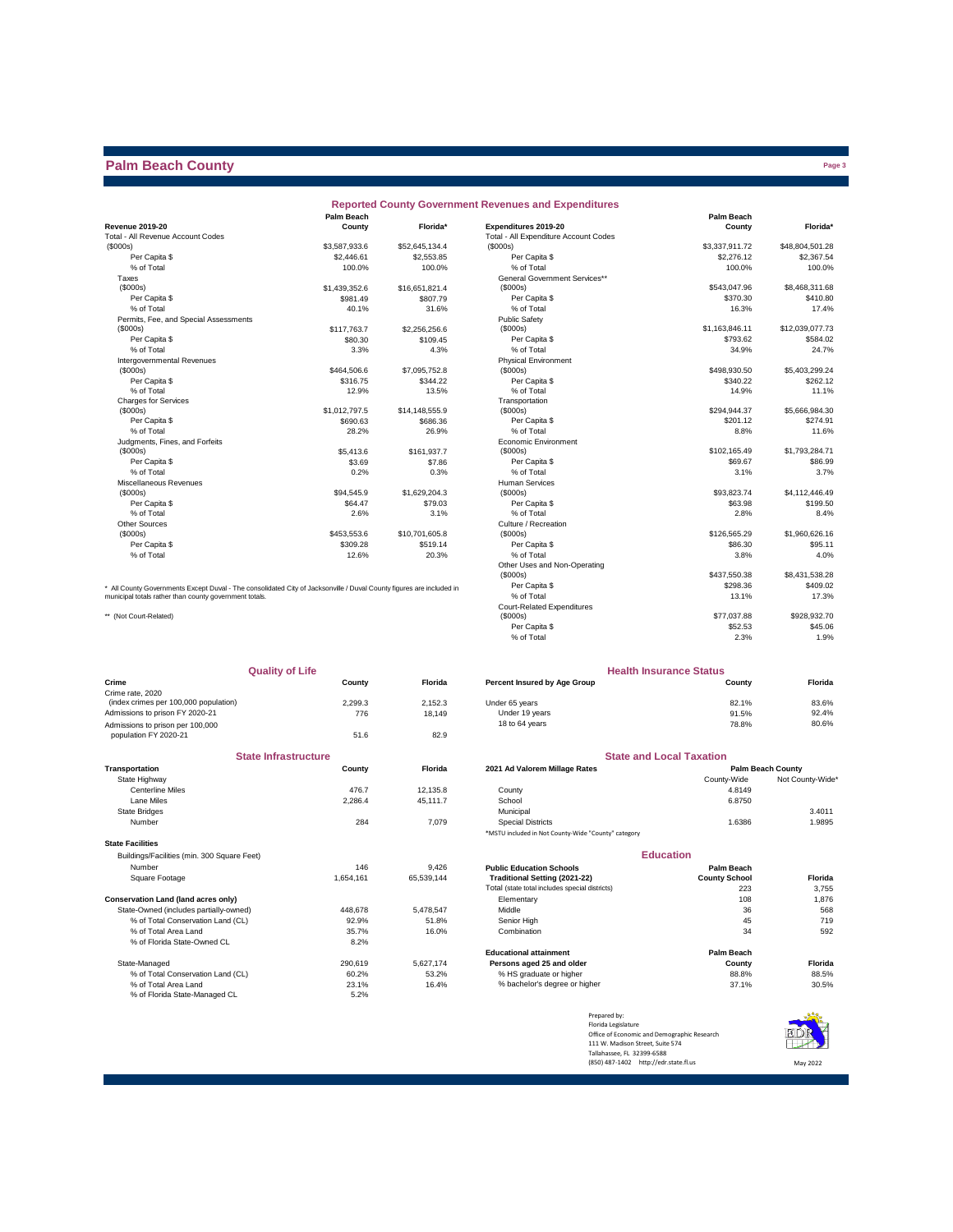# Palm Beach County

## Reported County Government Revenues and Expenditures

| Revenue 2019-20 | Palm Beach County | Florida* |
|---|---|---|
| Total - All Revenue Account Codes | | |
| ($000s) | $3,587,933.6 | $52,645,134.4 |
| Per Capita $ | $2,446.61 | $2,553.85 |
| % of Total | 100.0% | 100.0% |
| Taxes | | |
| ($000s) | $1,439,352.6 | $16,651,821.4 |
| Per Capita $ | $981.49 | $807.79 |
| % of Total | 40.1% | 31.6% |
| Permits, Fee, and Special Assessments | | |
| ($000s) | $117,763.7 | $2,256,256.6 |
| Per Capita $ | $80.30 | $109.45 |
| % of Total | 3.3% | 4.3% |
| Intergovernmental Revenues | | |
| ($000s) | $464,506.6 | $7,095,752.8 |
| Per Capita $ | $316.75 | $344.22 |
| % of Total | 12.9% | 13.5% |
| Charges for Services | | |
| ($000s) | $1,012,797.5 | $14,148,555.9 |
| Per Capita $ | $690.63 | $686.36 |
| % of Total | 28.2% | 26.9% |
| Judgments, Fines, and Forfeits | | |
| ($000s) | $5,413.6 | $161,937.7 |
| Per Capita $ | $3.69 | $7.86 |
| % of Total | 0.2% | 0.3% |
| Miscellaneous Revenues | | |
| ($000s) | $94,545.9 | $1,629,204.3 |
| Per Capita $ | $64.47 | $79.03 |
| % of Total | 2.6% | 3.1% |
| Other Sources | | |
| ($000s) | $453,553.6 | $10,701,605.8 |
| Per Capita $ | $309.28 | $519.14 |
| % of Total | 12.6% | 20.3% |

\* All County Governments Except Duval - The consolidated City of Jacksonville / Duval County figures are included in municipal totals rather than county government totals.

\*\* (Not Court-Related)

| Expenditures 2019-20 | Palm Beach County | Florida* |
|---|---|---|
| Total - All Expenditure Account Codes | | |
| ($000s) | $3,337,911.72 | $48,804,501.28 |
| Per Capita $ | $2,276.12 | $2,367.54 |
| % of Total | 100.0% | 100.0% |
| General Government Services** | | |
| ($000s) | $543,047.96 | $8,468,311.68 |
| Per Capita $ | $370.30 | $410.80 |
| % of Total | 16.3% | 17.4% |
| Public Safety | | |
| ($000s) | $1,163,846.11 | $12,039,077.73 |
| Per Capita $ | $793.62 | $584.02 |
| % of Total | 34.9% | 24.7% |
| Physical Environment | | |
| ($000s) | $498,930.50 | $5,403,299.24 |
| Per Capita $ | $340.22 | $262.12 |
| % of Total | 14.9% | 11.1% |
| Transportation | | |
| ($000s) | $294,944.37 | $5,666,984.30 |
| Per Capita $ | $201.12 | $274.91 |
| % of Total | 8.8% | 11.6% |
| Economic Environment | | |
| ($000s) | $102,165.49 | $1,793,284.71 |
| Per Capita $ | $69.67 | $86.99 |
| % of Total | 3.1% | 3.7% |
| Human Services | | |
| ($000s) | $93,823.74 | $4,112,446.49 |
| Per Capita $ | $63.98 | $199.50 |
| % of Total | 2.8% | 8.4% |
| Culture / Recreation | | |
| ($000s) | $126,565.29 | $1,960,626.16 |
| Per Capita $ | $86.30 | $95.11 |
| % of Total | 3.8% | 4.0% |
| Other Uses and Non-Operating | | |
| ($000s) | $437,550.38 | $8,431,538.28 |
| Per Capita $ | $298.36 | $409.02 |
| % of Total | 13.1% | 17.3% |
| Court-Related Expenditures | | |
| ($000s) | $77,037.88 | $928,932.70 |
| Per Capita $ | $52.53 | $45.06 |
| % of Total | 2.3% | 1.9% |

## Quality of Life

| Crime | County | Florida |
|---|---|---|
| Crime rate, 2020 (index crimes per 100,000 population) | 2,299.3 | 2,152.3 |
| Admissions to prison FY 2020-21 | 776 | 18,149 |
| Admissions to prison per 100,000 population FY 2020-21 | 51.6 | 82.9 |

## Health Insurance Status

| Percent Insured by Age Group | County | Florida |
|---|---|---|
| Under 65 years | 82.1% | 83.6% |
| Under 19 years | 91.5% | 92.4% |
| 18 to 64 years | 78.8% | 80.6% |

## State Infrastructure

| Transportation | County | Florida |
|---|---|---|
| State Highway | | |
| Centerline Miles | 476.7 | 12,135.8 |
| Lane Miles | 2,286.4 | 45,111.7 |
| State Bridges | | |
| Number | 284 | 7,079 |

| State Facilities | County | Florida |
|---|---|---|
| Buildings/Facilities (min. 300 Square Feet) | | |
| Number | 146 | 9,426 |
| Square Footage | 1,654,161 | 65,539,144 |

| Conservation Land (land acres only) | County | Florida |
|---|---|---|
| State-Owned (includes partially-owned) | 448,678 | 5,478,547 |
| % of Total Conservation Land (CL) | 92.9% | 51.8% |
| % of Total Area Land | 35.7% | 16.0% |
| % of Florida State-Owned CL | 8.2% | |
| State-Managed | 290,619 | 5,627,174 |
| % of Total Conservation Land (CL) | 60.2% | 53.2% |
| % of Total Area Land | 23.1% | 16.4% |
| % of Florida State-Managed CL | 5.2% | |

## State and Local Taxation

| 2021 Ad Valorem Millage Rates | Palm Beach County County-Wide | Palm Beach County Not County-Wide* |
|---|---|---|
| County | 4.8149 | |
| School | 6.8750 | |
| Municipal | | 3.4011 |
| Special Districts | 1.6386 | 1.9895 |

\*MSTU included in Not County-Wide "County" category

## Education

| Public Education Schools Traditional Setting (2021-22) | Palm Beach County School | Florida |
|---|---|---|
| Total (state total includes special districts) | 223 | 3,755 |
| Elementary | 108 | 1,876 |
| Middle | 36 | 568 |
| Senior High | 45 | 719 |
| Combination | 34 | 592 |

| Educational attainment Persons aged 25 and older | Palm Beach County | Florida |
|---|---|---|
| % HS graduate or higher | 88.8% | 88.5% |
| % bachelor's degree or higher | 37.1% | 30.5% |

Prepared by:
Florida Legislature
Office of Economic and Demographic Research
111 W. Madison Street, Suite 574
Tallahassee, FL 32399-6588
(850) 487-1402 http://edr.state.fl.us

May 2022